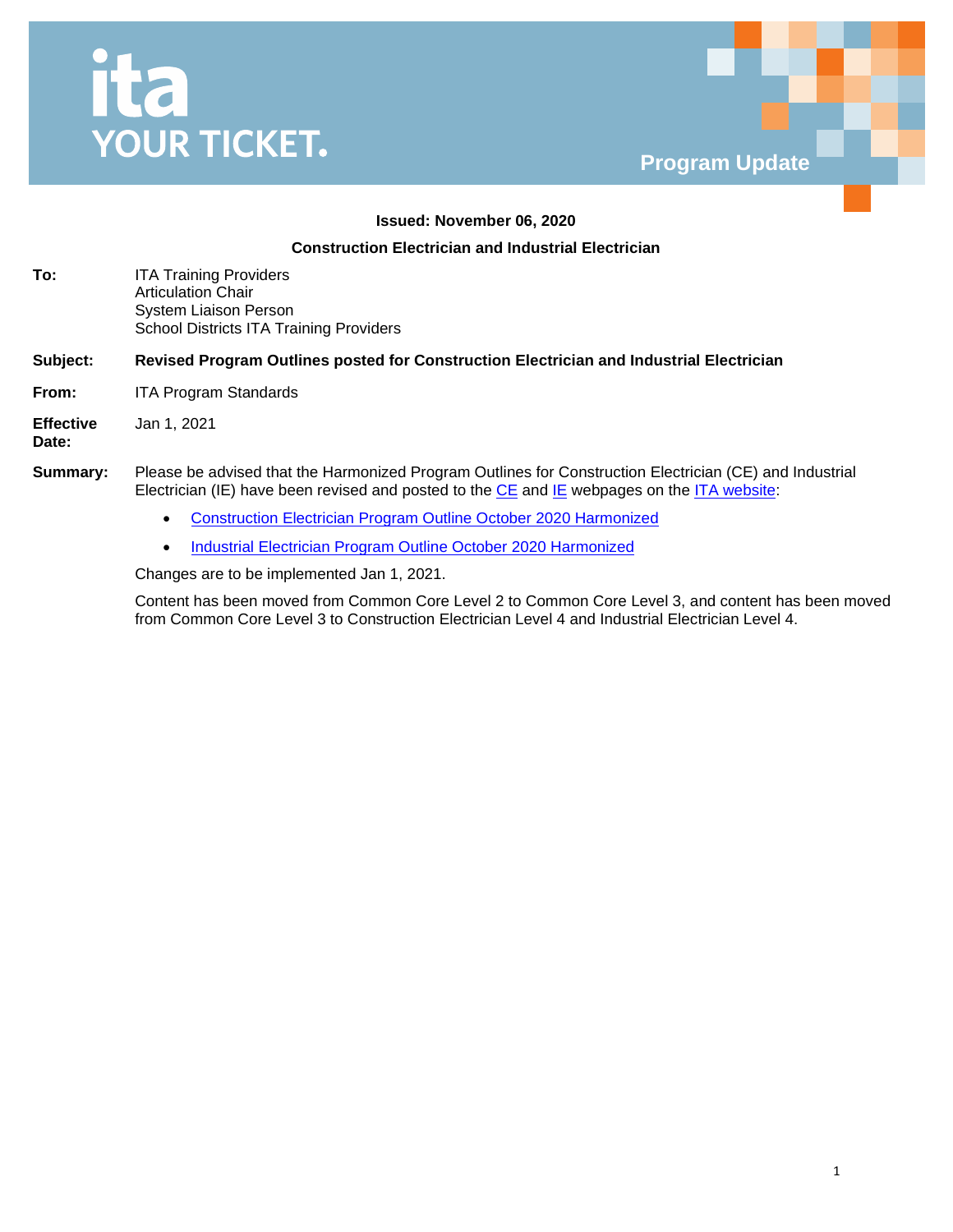ita
YOUR TICKET.

Program Update

**Issued: November 06, 2020**

**Construction Electrician and Industrial Electrician**

**To:** ITA Training Providers
Articulation Chair
System Liaison Person
School Districts ITA Training Providers

**Subject:** **Revised Program Outlines posted for Construction Electrician and Industrial Electrician**

**From:** ITA Program Standards

**Effective Date:** Jan 1, 2021

**Summary:** Please be advised that the Harmonized Program Outlines for Construction Electrician (CE) and Industrial Electrician (IE) have been revised and posted to the CE and IE webpages on the ITA website:

- Construction Electrician Program Outline October 2020 Harmonized
- Industrial Electrician Program Outline October 2020 Harmonized

Changes are to be implemented Jan 1, 2021.

Content has been moved from Common Core Level 2 to Common Core Level 3, and content has been moved from Common Core Level 3 to Construction Electrician Level 4 and Industrial Electrician Level 4.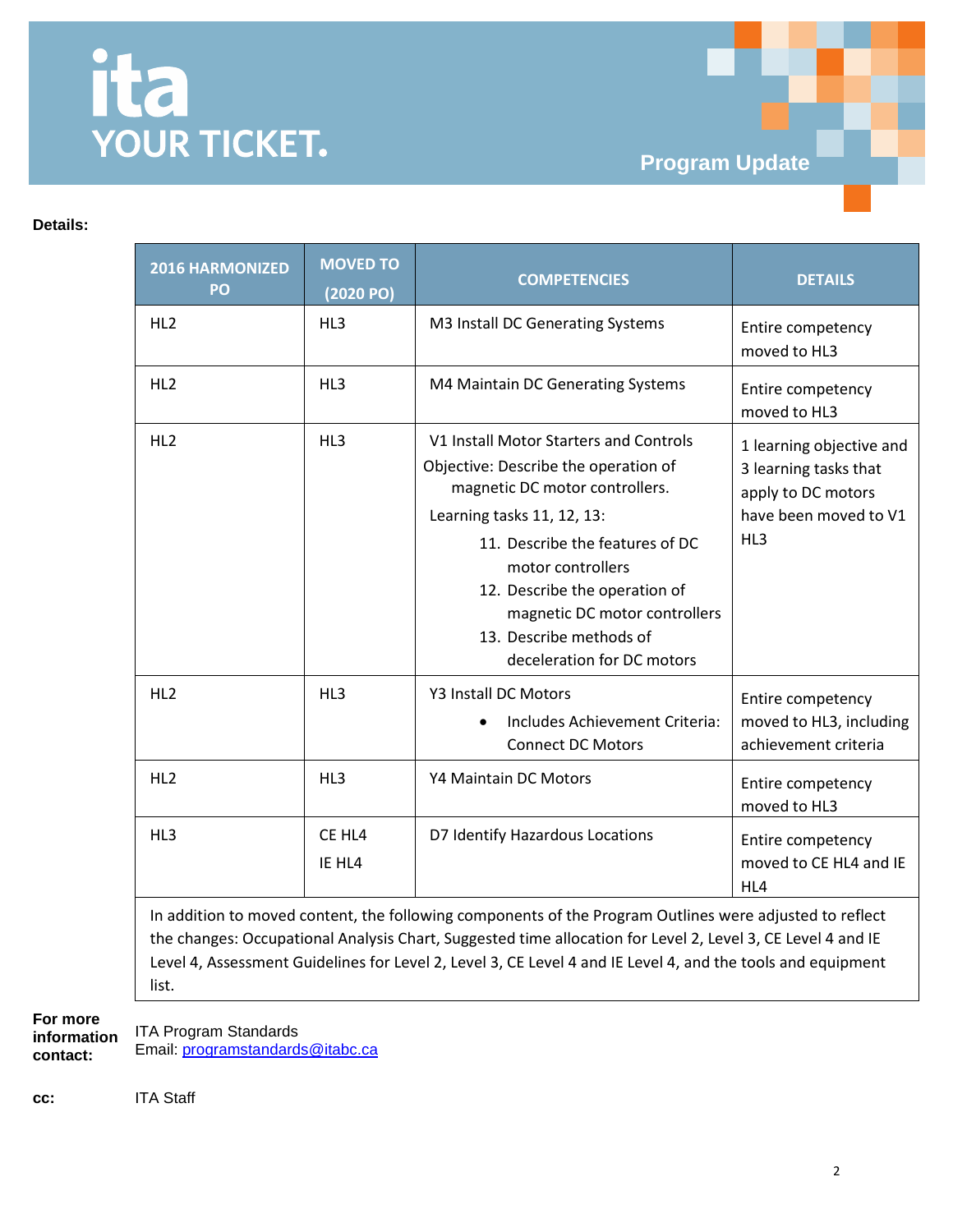**Program Update**

**Details:**

| 2016 HARMONIZED PO | MOVED TO (2020 PO) | COMPETENCIES | DETAILS |
|---|---|---|---|
| HL2 | HL3 | M3 Install DC Generating Systems | Entire competency moved to HL3 |
| HL2 | HL3 | M4 Maintain DC Generating Systems | Entire competency moved to HL3 |
| HL2 | HL3 | V1 Install Motor Starters and Controls<br>Objective: Describe the operation of magnetic DC motor controllers.<br>Learning tasks 11, 12, 13:<br>11. Describe the features of DC motor controllers<br>12. Describe the operation of magnetic DC motor controllers<br>13. Describe methods of deceleration for DC motors | 1 learning objective and 3 learning tasks that apply to DC motors have been moved to V1 HL3 |
| HL2 | HL3 | Y3 Install DC Motors<br>• Includes Achievement Criteria: Connect DC Motors | Entire competency moved to HL3, including achievement criteria |
| HL2 | HL3 | Y4 Maintain DC Motors | Entire competency moved to HL3 |
| HL3 | CE HL4<br>IE HL4 | D7 Identify Hazardous Locations | Entire competency moved to CE HL4 and IE HL4 |

In addition to moved content, the following components of the Program Outlines were adjusted to reflect the changes: Occupational Analysis Chart, Suggested time allocation for Level 2, Level 3, CE Level 4 and IE Level 4, Assessment Guidelines for Level 2, Level 3, CE Level 4 and IE Level 4, and the tools and equipment list.

**For more information contact:** ITA Program Standards
Email: programstandards@itabc.ca

**cc:** ITA Staff